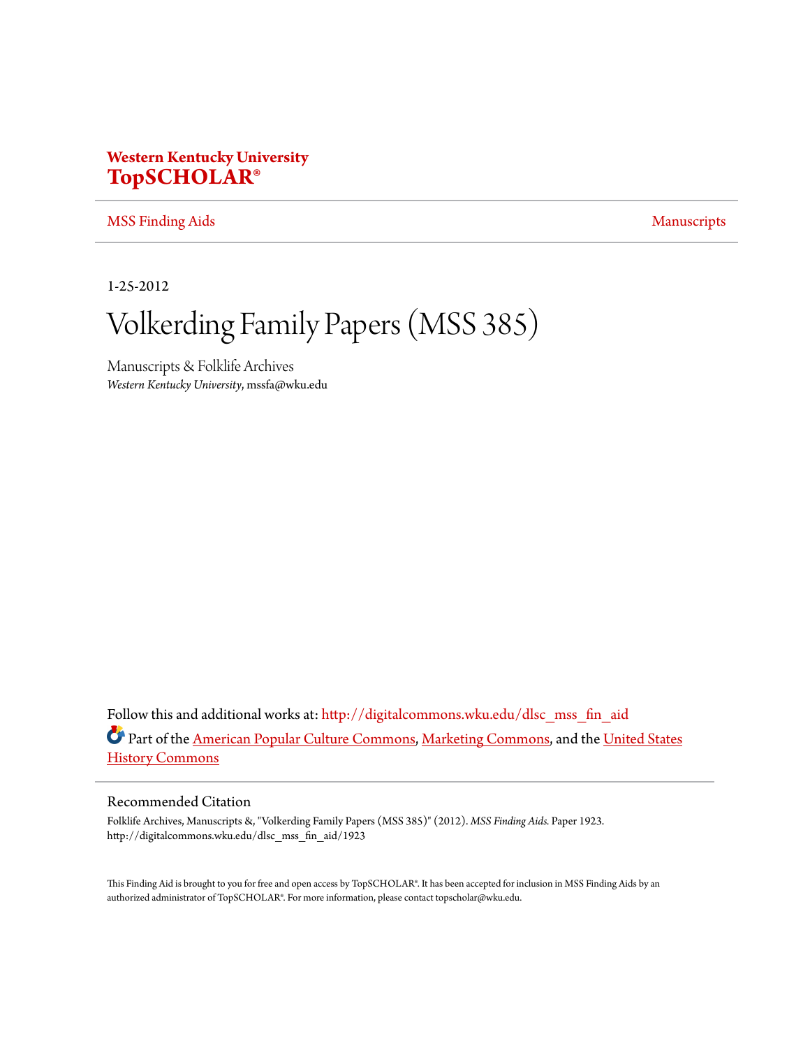**Western Kentucky University**
**TopSCHOLAR®**

MSS Finding Aids | Manuscripts

1-25-2012

# Volkerding Family Papers (MSS 385)

Manuscripts & Folklife Archives
*Western Kentucky University*, mssfa@wku.edu

Follow this and additional works at: http://digitalcommons.wku.edu/dlsc_mss_fin_aid

Part of the American Popular Culture Commons, Marketing Commons, and the United States History Commons

## Recommended Citation

Folklife Archives, Manuscripts &, "Volkerding Family Papers (MSS 385)" (2012). *MSS Finding Aids.* Paper 1923.
http://digitalcommons.wku.edu/dlsc_mss_fin_aid/1923

This Finding Aid is brought to you for free and open access by TopSCHOLAR®. It has been accepted for inclusion in MSS Finding Aids by an authorized administrator of TopSCHOLAR®. For more information, please contact topscholar@wku.edu.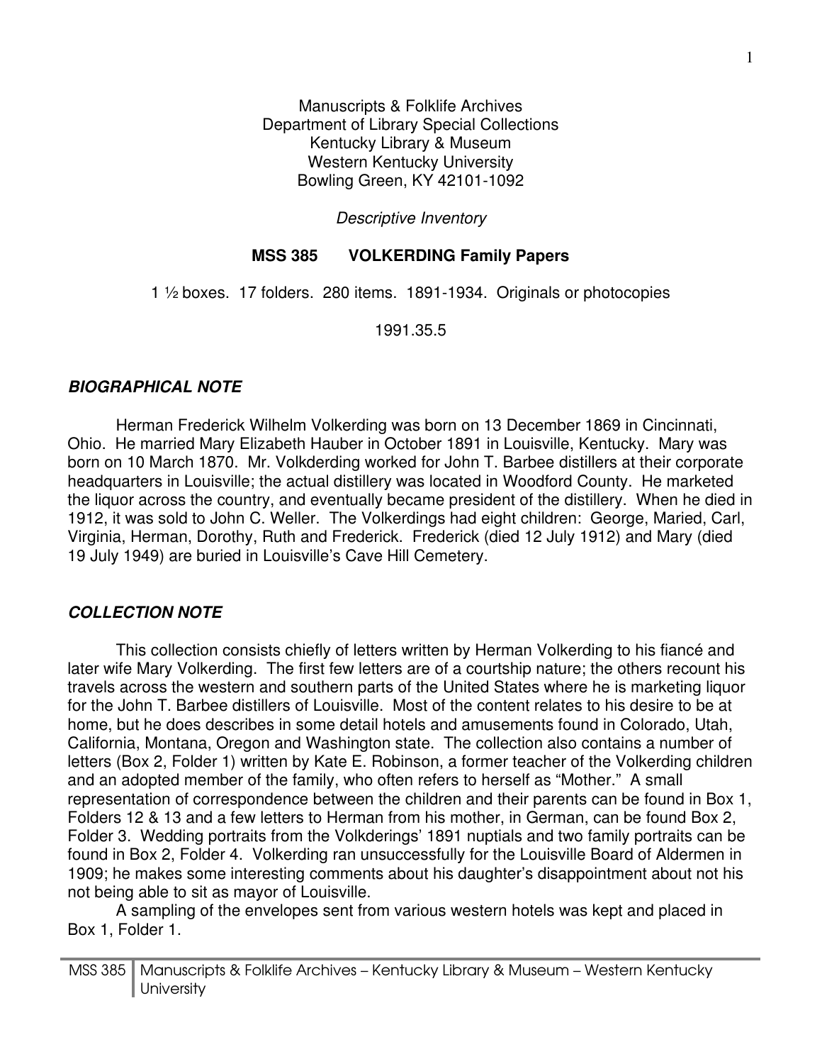Manuscripts & Folklife Archives
Department of Library Special Collections
Kentucky Library & Museum
Western Kentucky University
Bowling Green, KY 42101-1092

*Descriptive Inventory*

**MSS 385 VOLKERDING Family Papers**

1 ½ boxes. 17 folders. 280 items. 1891-1934. Originals or photocopies

1991.35.5

### *BIOGRAPHICAL NOTE*

Herman Frederick Wilhelm Volkerding was born on 13 December 1869 in Cincinnati, Ohio. He married Mary Elizabeth Hauber in October 1891 in Louisville, Kentucky. Mary was born on 10 March 1870. Mr. Volkderding worked for John T. Barbee distillers at their corporate headquarters in Louisville; the actual distillery was located in Woodford County. He marketed the liquor across the country, and eventually became president of the distillery. When he died in 1912, it was sold to John C. Weller. The Volkerdings had eight children: George, Maried, Carl, Virginia, Herman, Dorothy, Ruth and Frederick. Frederick (died 12 July 1912) and Mary (died 19 July 1949) are buried in Louisville's Cave Hill Cemetery.

### *COLLECTION NOTE*

This collection consists chiefly of letters written by Herman Volkerding to his fiancé and later wife Mary Volkerding. The first few letters are of a courtship nature; the others recount his travels across the western and southern parts of the United States where he is marketing liquor for the John T. Barbee distillers of Louisville. Most of the content relates to his desire to be at home, but he does describes in some detail hotels and amusements found in Colorado, Utah, California, Montana, Oregon and Washington state. The collection also contains a number of letters (Box 2, Folder 1) written by Kate E. Robinson, a former teacher of the Volkerding children and an adopted member of the family, who often refers to herself as "Mother." A small representation of correspondence between the children and their parents can be found in Box 1, Folders 12 & 13 and a few letters to Herman from his mother, in German, can be found Box 2, Folder 3. Wedding portraits from the Volkderings' 1891 nuptials and two family portraits can be found in Box 2, Folder 4. Volkerding ran unsuccessfully for the Louisville Board of Aldermen in 1909; he makes some interesting comments about his daughter's disappointment about not his not being able to sit as mayor of Louisville.

A sampling of the envelopes sent from various western hotels was kept and placed in Box 1, Folder 1.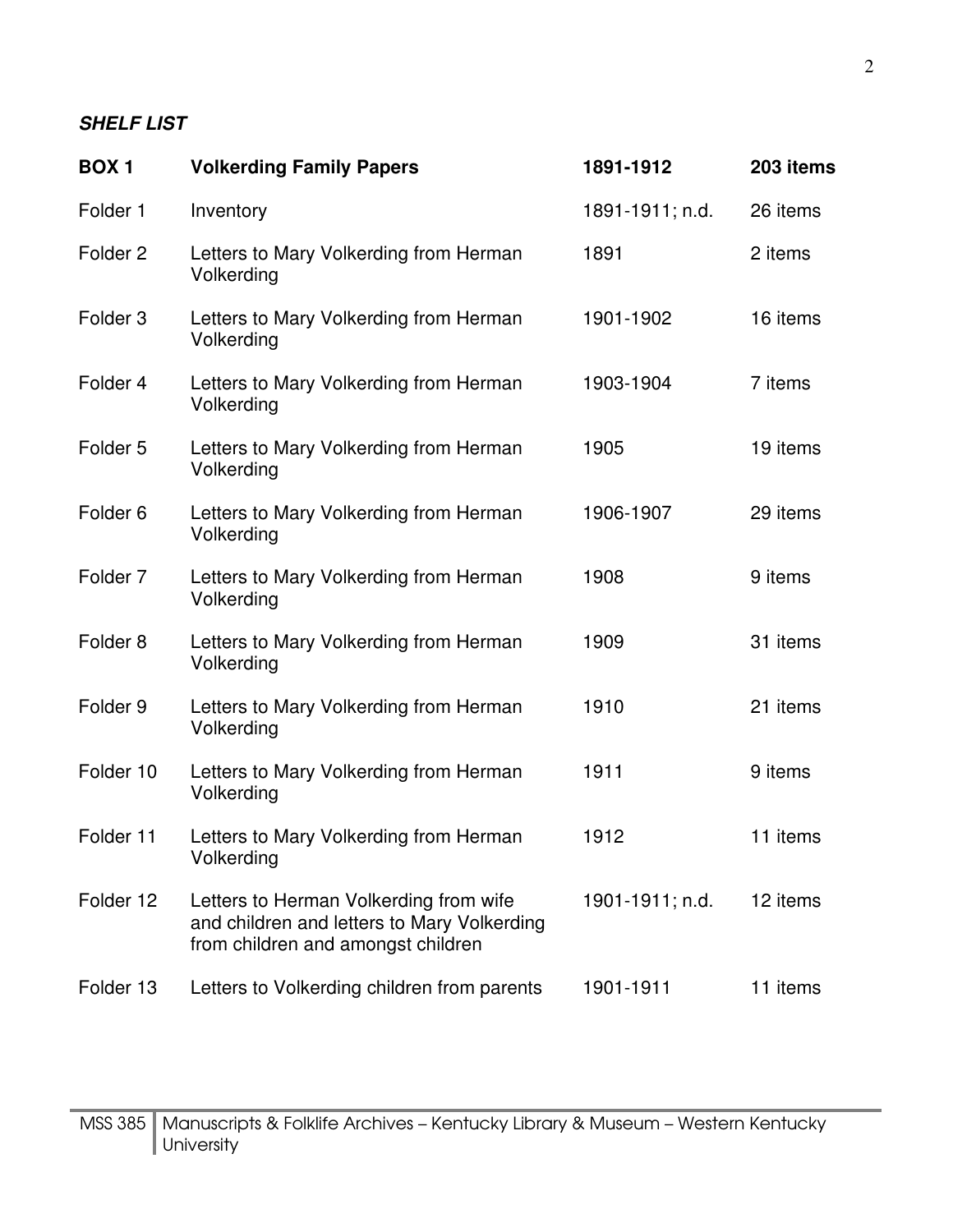***SHELF LIST***

| **BOX 1** | **Volkerding Family Papers** | **1891-1912** | **203 items** |
|---|---|---|---|
| Folder 1 | Inventory | 1891-1911; n.d. | 26 items |
| Folder 2 | Letters to Mary Volkerding from Herman Volkerding | 1891 | 2 items |
| Folder 3 | Letters to Mary Volkerding from Herman Volkerding | 1901-1902 | 16 items |
| Folder 4 | Letters to Mary Volkerding from Herman Volkerding | 1903-1904 | 7 items |
| Folder 5 | Letters to Mary Volkerding from Herman Volkerding | 1905 | 19 items |
| Folder 6 | Letters to Mary Volkerding from Herman Volkerding | 1906-1907 | 29 items |
| Folder 7 | Letters to Mary Volkerding from Herman Volkerding | 1908 | 9 items |
| Folder 8 | Letters to Mary Volkerding from Herman Volkerding | 1909 | 31 items |
| Folder 9 | Letters to Mary Volkerding from Herman Volkerding | 1910 | 21 items |
| Folder 10 | Letters to Mary Volkerding from Herman Volkerding | 1911 | 9 items |
| Folder 11 | Letters to Mary Volkerding from Herman Volkerding | 1912 | 11 items |
| Folder 12 | Letters to Herman Volkerding from wife and children and letters to Mary Volkerding from children and amongst children | 1901-1911; n.d. | 12 items |
| Folder 13 | Letters to Volkerding children from parents | 1901-1911 | 11 items |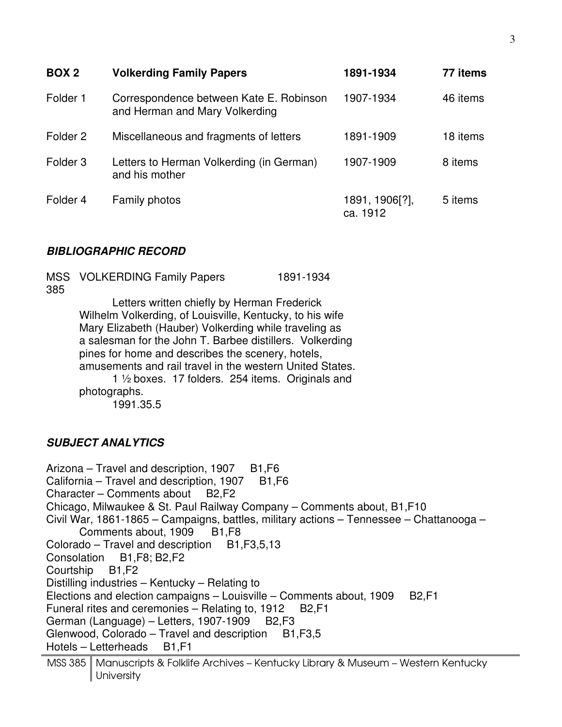| **BOX 2** | **Volkerding Family Papers** | **1891-1934** | **77 items** |
|---|---|---|---|
| Folder 1 | Correspondence between Kate E. Robinson and Herman and Mary Volkerding | 1907-1934 | 46 items |
| Folder 2 | Miscellaneous and fragments of letters | 1891-1909 | 18 items |
| Folder 3 | Letters to Herman Volkerding (in German) and his mother | 1907-1909 | 8 items |
| Folder 4 | Family photos | 1891, 1906[?], ca. 1912 | 5 items |

### *BIBLIOGRAPHIC RECORD*

MSS 385 VOLKERDING Family Papers 1891-1934

Letters written chiefly by Herman Frederick Wilhelm Volkerding, of Louisville, Kentucky, to his wife Mary Elizabeth (Hauber) Volkerding while traveling as a salesman for the John T. Barbee distillers. Volkerding pines for home and describes the scenery, hotels, amusements and rail travel in the western United States.

1 ½ boxes. 17 folders. 254 items. Originals and photographs.

1991.35.5

### *SUBJECT ANALYTICS*

Arizona – Travel and description, 1907 B1,F6
California – Travel and description, 1907 B1,F6
Character – Comments about B2,F2
Chicago, Milwaukee & St. Paul Railway Company – Comments about, B1,F10
Civil War, 1861-1865 – Campaigns, battles, military actions – Tennessee – Chattanooga – Comments about, 1909 B1,F8
Colorado – Travel and description B1,F3,5,13
Consolation B1,F8; B2,F2
Courtship B1,F2
Distilling industries – Kentucky – Relating to
Elections and election campaigns – Louisville – Comments about, 1909 B2,F1
Funeral rites and ceremonies – Relating to, 1912 B2,F1
German (Language) – Letters, 1907-1909 B2,F3
Glenwood, Colorado – Travel and description B1,F3,5
Hotels – Letterheads B1,F1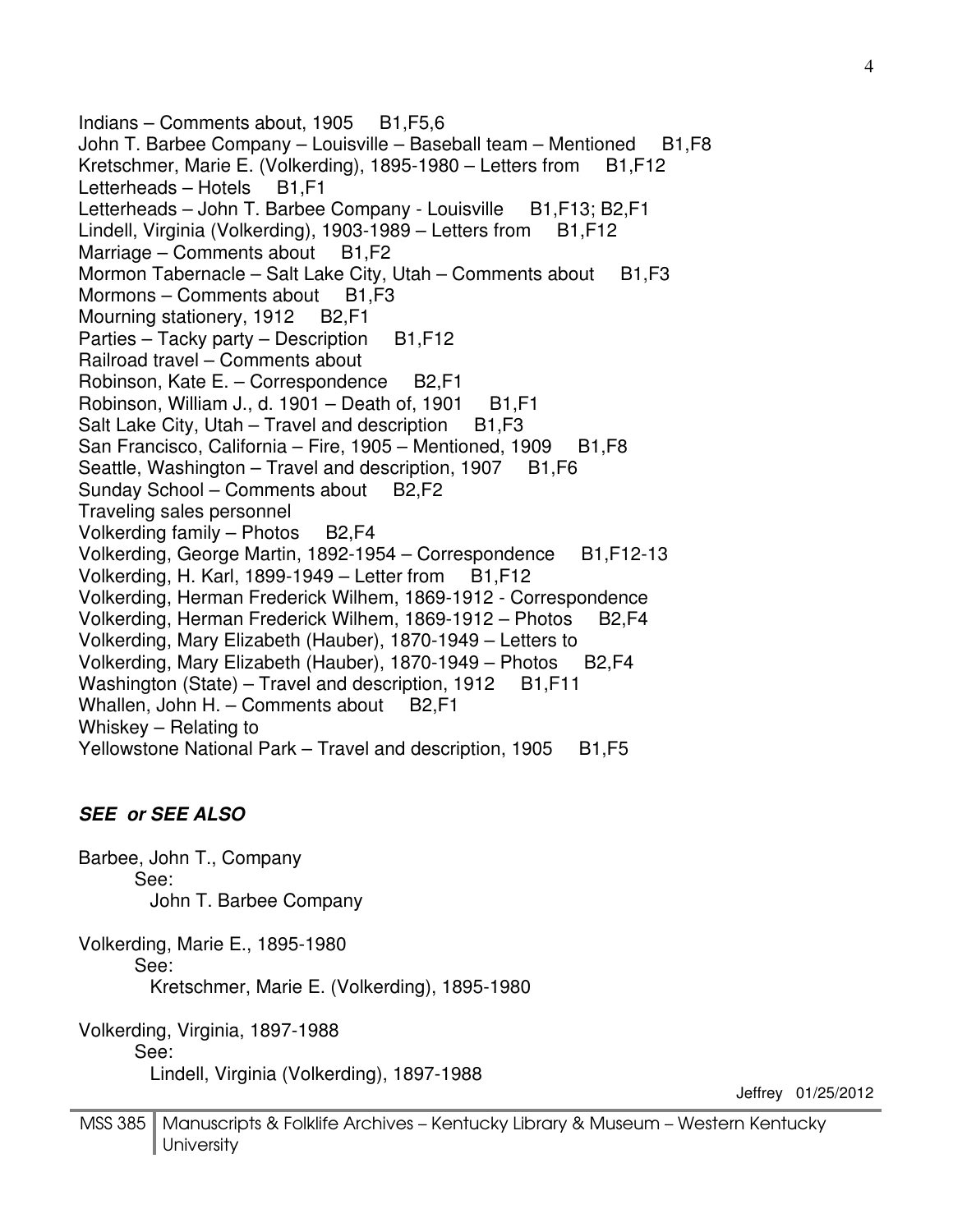Indians – Comments about, 1905 B1,F5,6
John T. Barbee Company – Louisville – Baseball team – Mentioned B1,F8
Kretschmer, Marie E. (Volkerding), 1895-1980 – Letters from B1,F12
Letterheads – Hotels B1,F1
Letterheads – John T. Barbee Company - Louisville B1,F13; B2,F1
Lindell, Virginia (Volkerding), 1903-1989 – Letters from B1,F12
Marriage – Comments about B1,F2
Mormon Tabernacle – Salt Lake City, Utah – Comments about B1,F3
Mormons – Comments about B1,F3
Mourning stationery, 1912 B2,F1
Parties – Tacky party – Description B1,F12
Railroad travel – Comments about
Robinson, Kate E. – Correspondence B2,F1
Robinson, William J., d. 1901 – Death of, 1901 B1,F1
Salt Lake City, Utah – Travel and description B1,F3
San Francisco, California – Fire, 1905 – Mentioned, 1909 B1,F8
Seattle, Washington – Travel and description, 1907 B1,F6
Sunday School – Comments about B2,F2
Traveling sales personnel
Volkerding family – Photos B2,F4
Volkerding, George Martin, 1892-1954 – Correspondence B1,F12-13
Volkerding, H. Karl, 1899-1949 – Letter from B1,F12
Volkerding, Herman Frederick Wilhem, 1869-1912 - Correspondence
Volkerding, Herman Frederick Wilhem, 1869-1912 – Photos B2,F4
Volkerding, Mary Elizabeth (Hauber), 1870-1949 – Letters to
Volkerding, Mary Elizabeth (Hauber), 1870-1949 – Photos B2,F4
Washington (State) – Travel and description, 1912 B1,F11
Whallen, John H. – Comments about B2,F1
Whiskey – Relating to
Yellowstone National Park – Travel and description, 1905 B1,F5

### *SEE or SEE ALSO*

Barbee, John T., Company
See:
John T. Barbee Company

Volkerding, Marie E., 1895-1980
See:
Kretschmer, Marie E. (Volkerding), 1895-1980

Volkerding, Virginia, 1897-1988
See:
Lindell, Virginia (Volkerding), 1897-1988

Jeffrey 01/25/2012